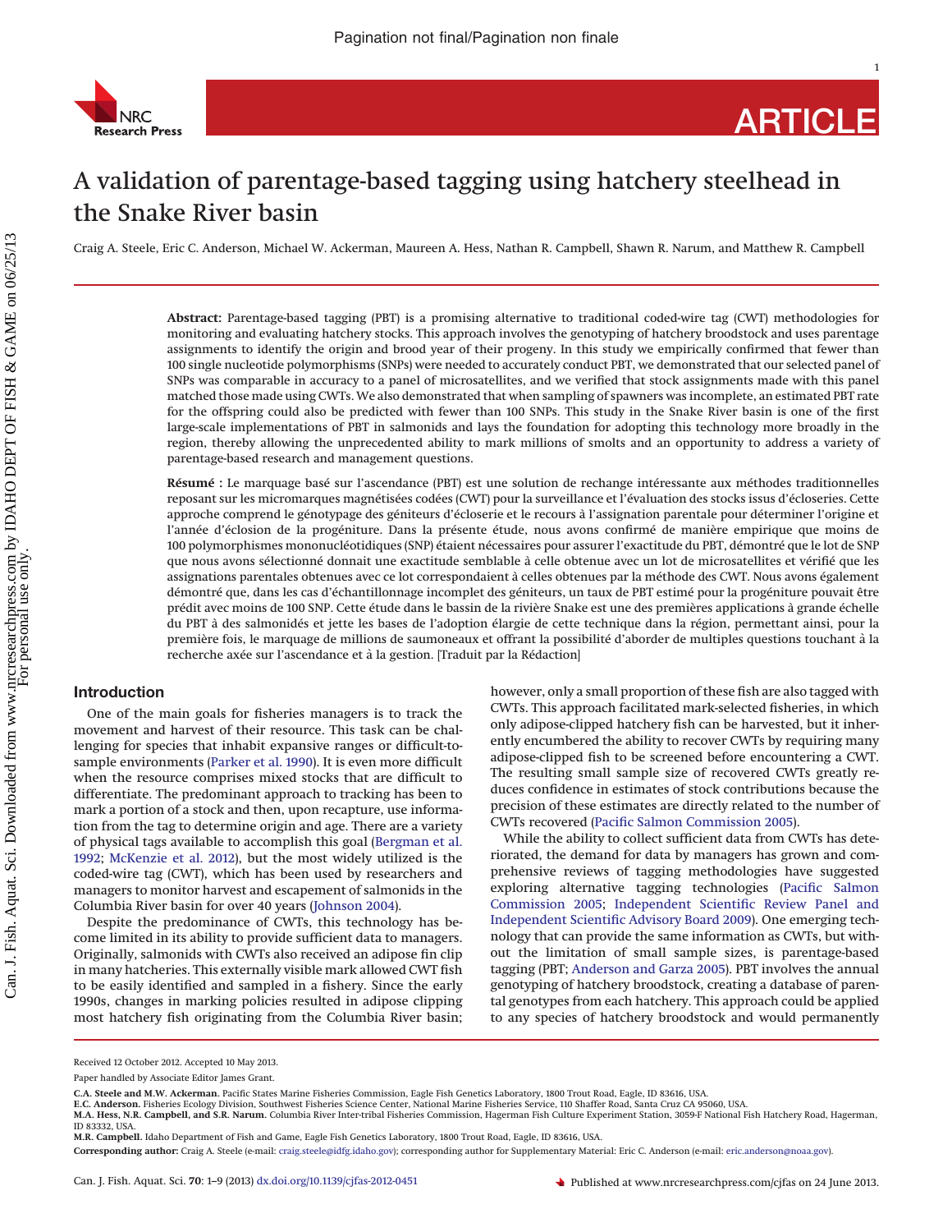# A validation of parentage-based tagging using hatchery steelhead in the Snake River basin

Craig A. Steele, Eric C. Anderson, Michael W. Ackerman, Maureen A. Hess, Nathan R. Campbell, Shawn R. Narum, and Matthew R. Campbell

**Abstract:** Parentage-based tagging (PBT) is a promising alternative to traditional coded-wire tag (CWT) methodologies for monitoring and evaluating hatchery stocks. This approach involves the genotyping of hatchery broodstock and uses parentage assignments to identify the origin and brood year of their progeny. In this study we empirically confirmed that fewer than 100 single nucleotide polymorphisms (SNPs) were needed to accurately conduct PBT, we demonstrated that our selected panel of SNPs was comparable in accuracy to a panel of microsatellites, and we verified that stock assignments made with this panel matched those made using CWTs. We also demonstrated that when sampling of spawners was incomplete, an estimated PBT rate for the offspring could also be predicted with fewer than 100 SNPs. This study in the Snake River basin is one of the first large-scale implementations of PBT in salmonids and lays the foundation for adopting this technology more broadly in the region, thereby allowing the unprecedented ability to mark millions of smolts and an opportunity to address a variety of parentage-based research and management questions.

**Résumé :** Le marquage basé sur l'ascendance (PBT) est une solution de rechange intéressante aux méthodes traditionnelles reposant sur les micromarques magnétisées codées (CWT) pour la surveillance et l'évaluation des stocks issus d'écloseries. Cette approche comprend le génotypage des géniteurs d'écloserie et le recours à l'assignation parentale pour déterminer l'origine et l'année d'éclosion de la progéniture. Dans la présente étude, nous avons confirmé de manière empirique que moins de 100 polymorphismes mononucléotidiques (SNP) étaient nécessaires pour assurer l'exactitude du PBT, démontré que le lot de SNP que nous avons sélectionné donnait une exactitude semblable à celle obtenue avec un lot de microsatellites et vérifié que les assignations parentales obtenues avec ce lot correspondaient à celles obtenues par la méthode des CWT. Nous avons également démontré que, dans les cas d'échantillonnage incomplet des géniteurs, un taux de PBT estimé pour la progéniture pouvait être prédit avec moins de 100 SNP. Cette étude dans le bassin de la rivière Snake est une des premières applications à grande échelle du PBT à des salmonidés et jette les bases de l'adoption élargie de cette technique dans la région, permettant ainsi, pour la première fois, le marquage de millions de saumoneaux et offrant la possibilité d'aborder de multiples questions touchant à la recherche axée sur l'ascendance et à la gestion. [Traduit par la Rédaction]

## Introduction

One of the main goals for fisheries managers is to track the movement and harvest of their resource. This task can be challenging for species that inhabit expansive ranges or difficult-to-sample environments (Parker et al. 1990). It is even more difficult when the resource comprises mixed stocks that are difficult to differentiate. The predominant approach to tracking has been to mark a portion of a stock and then, upon recapture, use information from the tag to determine origin and age. There are a variety of physical tags available to accomplish this goal (Bergman et al. 1992; McKenzie et al. 2012), but the most widely utilized is the coded-wire tag (CWT), which has been used by researchers and managers to monitor harvest and escapement of salmonids in the Columbia River basin for over 40 years (Johnson 2004).

Despite the predominance of CWTs, this technology has become limited in its ability to provide sufficient data to managers. Originally, salmonids with CWTs also received an adipose fin clip in many hatcheries. This externally visible mark allowed CWT fish to be easily identified and sampled in a fishery. Since the early 1990s, changes in marking policies resulted in adipose clipping most hatchery fish originating from the Columbia River basin; however, only a small proportion of these fish are also tagged with CWTs. This approach facilitated mark-selected fisheries, in which only adipose-clipped hatchery fish can be harvested, but it inherently encumbered the ability to recover CWTs by requiring many adipose-clipped fish to be screened before encountering a CWT. The resulting small sample size of recovered CWTs greatly reduces confidence in estimates of stock contributions because the precision of these estimates are directly related to the number of CWTs recovered (Pacific Salmon Commission 2005).

While the ability to collect sufficient data from CWTs has deteriorated, the demand for data by managers has grown and comprehensive reviews of tagging methodologies have suggested exploring alternative tagging technologies (Pacific Salmon Commission 2005; Independent Scientific Review Panel and Independent Scientific Advisory Board 2009). One emerging technology that can provide the same information as CWTs, but without the limitation of small sample sizes, is parentage-based tagging (PBT; Anderson and Garza 2005). PBT involves the annual genotyping of hatchery broodstock, creating a database of parental genotypes from each hatchery. This approach could be applied to any species of hatchery broodstock and would permanently

Received 12 October 2012. Accepted 10 May 2013.

Paper handled by Associate Editor James Grant.

**C.A. Steele and M.W. Ackerman.** Pacific States Marine Fisheries Commission, Eagle Fish Genetics Laboratory, 1800 Trout Road, Eagle, ID 83616, USA.
**E.C. Anderson.** Fisheries Ecology Division, Southwest Fisheries Science Center, National Marine Fisheries Service, 110 Shaffer Road, Santa Cruz CA 95060, USA.
**M.A. Hess, N.R. Campbell, and S.R. Narum.** Columbia River Inter-tribal Fisheries Commission, Hagerman Fish Culture Experiment Station, 3059-F National Fish Hatchery Road, Hagerman, ID 83332, USA.
**M.R. Campbell.** Idaho Department of Fish and Game, Eagle Fish Genetics Laboratory, 1800 Trout Road, Eagle, ID 83616, USA.

**Corresponding author:** Craig A. Steele (e-mail: craig.steele@idfg.idaho.gov); corresponding author for Supplementary Material: Eric C. Anderson (e-mail: eric.anderson@noaa.gov).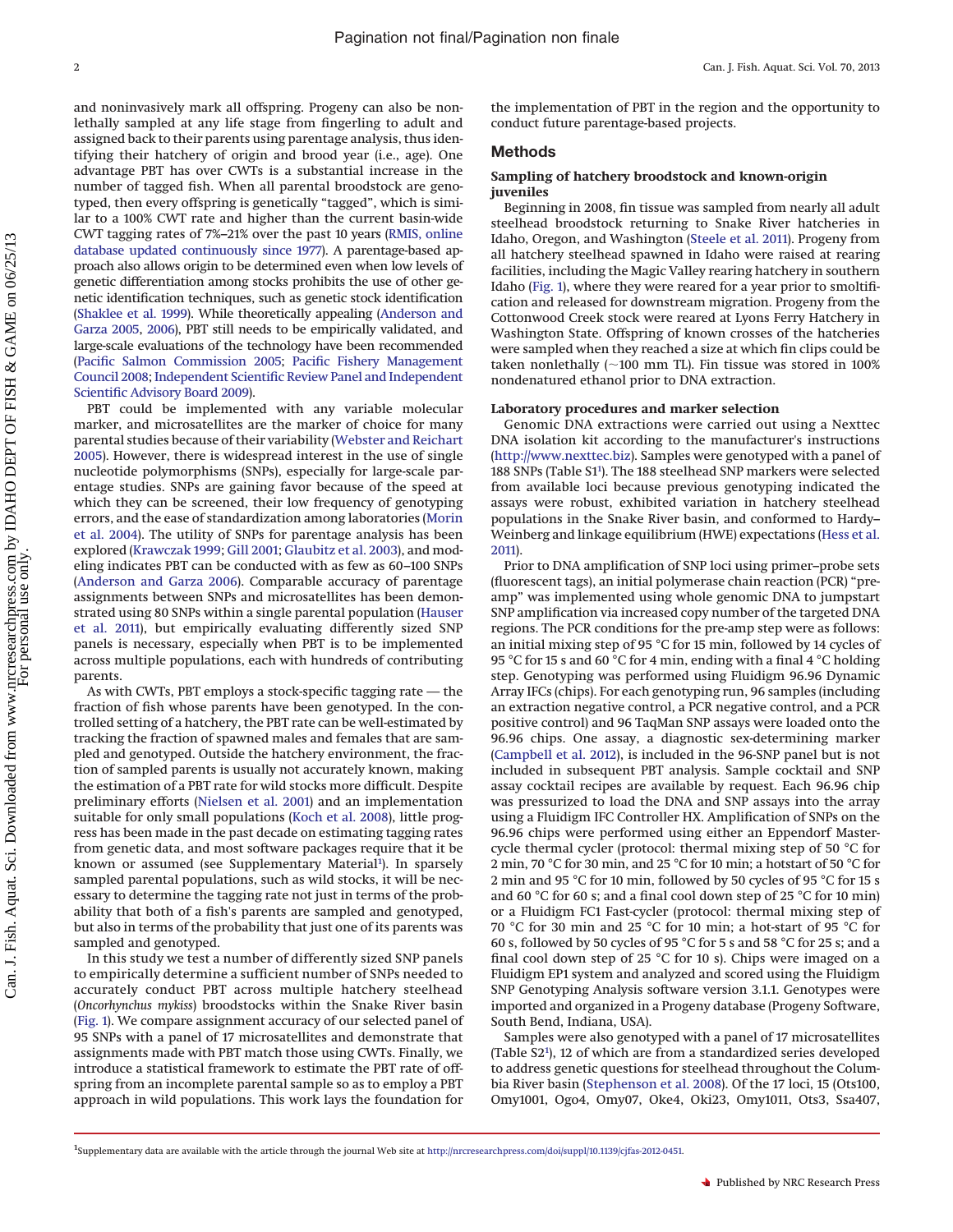and noninvasively mark all offspring. Progeny can also be nonlethally sampled at any life stage from fingerling to adult and assigned back to their parents using parentage analysis, thus identifying their hatchery of origin and brood year (i.e., age). One advantage PBT has over CWTs is a substantial increase in the number of tagged fish. When all parental broodstock are genotyped, then every offspring is genetically "tagged", which is similar to a 100% CWT rate and higher than the current basin-wide CWT tagging rates of 7%–21% over the past 10 years (RMIS, online database updated continuously since 1977). A parentage-based approach also allows origin to be determined even when low levels of genetic differentiation among stocks prohibits the use of other genetic identification techniques, such as genetic stock identification (Shaklee et al. 1999). While theoretically appealing (Anderson and Garza 2005, 2006), PBT still needs to be empirically validated, and large-scale evaluations of the technology have been recommended (Pacific Salmon Commission 2005; Pacific Fishery Management Council 2008; Independent Scientific Review Panel and Independent Scientific Advisory Board 2009).

PBT could be implemented with any variable molecular marker, and microsatellites are the marker of choice for many parental studies because of their variability (Webster and Reichart 2005). However, there is widespread interest in the use of single nucleotide polymorphisms (SNPs), especially for large-scale parentage studies. SNPs are gaining favor because of the speed at which they can be screened, their low frequency of genotyping errors, and the ease of standardization among laboratories (Morin et al. 2004). The utility of SNPs for parentage analysis has been explored (Krawczak 1999; Gill 2001; Glaubitz et al. 2003), and modeling indicates PBT can be conducted with as few as 60–100 SNPs (Anderson and Garza 2006). Comparable accuracy of parentage assignments between SNPs and microsatellites has been demonstrated using 80 SNPs within a single parental population (Hauser et al. 2011), but empirically evaluating differently sized SNP panels is necessary, especially when PBT is to be implemented across multiple populations, each with hundreds of contributing parents.

As with CWTs, PBT employs a stock-specific tagging rate — the fraction of fish whose parents have been genotyped. In the controlled setting of a hatchery, the PBT rate can be well-estimated by tracking the fraction of spawned males and females that are sampled and genotyped. Outside the hatchery environment, the fraction of sampled parents is usually not accurately known, making the estimation of a PBT rate for wild stocks more difficult. Despite preliminary efforts (Nielsen et al. 2001) and an implementation suitable for only small populations (Koch et al. 2008), little progress has been made in the past decade on estimating tagging rates from genetic data, and most software packages require that it be known or assumed (see Supplementary Material[1]). In sparsely sampled parental populations, such as wild stocks, it will be necessary to determine the tagging rate not just in terms of the probability that both of a fish's parents are sampled and genotyped, but also in terms of the probability that just one of its parents was sampled and genotyped.

In this study we test a number of differently sized SNP panels to empirically determine a sufficient number of SNPs needed to accurately conduct PBT across multiple hatchery steelhead (*Oncorhynchus mykiss*) broodstocks within the Snake River basin (Fig. 1). We compare assignment accuracy of our selected panel of 95 SNPs with a panel of 17 microsatellites and demonstrate that assignments made with PBT match those using CWTs. Finally, we introduce a statistical framework to estimate the PBT rate of offspring from an incomplete parental sample so as to employ a PBT approach in wild populations. This work lays the foundation for the implementation of PBT in the region and the opportunity to conduct future parentage-based projects.

## Methods

### Sampling of hatchery broodstock and known-origin juveniles

Beginning in 2008, fin tissue was sampled from nearly all adult steelhead broodstock returning to Snake River hatcheries in Idaho, Oregon, and Washington (Steele et al. 2011). Progeny from all hatchery steelhead spawned in Idaho were raised at rearing facilities, including the Magic Valley rearing hatchery in southern Idaho (Fig. 1), where they were reared for a year prior to smoltification and released for downstream migration. Progeny from the Cottonwood Creek stock were reared at Lyons Ferry Hatchery in Washington State. Offspring of known crosses of the hatcheries were sampled when they reached a size at which fin clips could be taken nonlethally (~100 mm TL). Fin tissue was stored in 100% nondenatured ethanol prior to DNA extraction.

### Laboratory procedures and marker selection

Genomic DNA extractions were carried out using a Nexttec DNA isolation kit according to the manufacturer's instructions (http://www.nexttec.biz). Samples were genotyped with a panel of 188 SNPs (Table S1[1]). The 188 steelhead SNP markers were selected from available loci because previous genotyping indicated the assays were robust, exhibited variation in hatchery steelhead populations in the Snake River basin, and conformed to Hardy–Weinberg and linkage equilibrium (HWE) expectations (Hess et al. 2011).

Prior to DNA amplification of SNP loci using primer–probe sets (fluorescent tags), an initial polymerase chain reaction (PCR) "pre-amp" was implemented using whole genomic DNA to jumpstart SNP amplification via increased copy number of the targeted DNA regions. The PCR conditions for the pre-amp step were as follows: an initial mixing step of 95 °C for 15 min, followed by 14 cycles of 95 °C for 15 s and 60 °C for 4 min, ending with a final 4 °C holding step. Genotyping was performed using Fluidigm 96.96 Dynamic Array IFCs (chips). For each genotyping run, 96 samples (including an extraction negative control, a PCR negative control, and a PCR positive control) and 96 TaqMan SNP assays were loaded onto the 96.96 chips. One assay, a diagnostic sex-determining marker (Campbell et al. 2012), is included in the 96-SNP panel but is not included in subsequent PBT analysis. Sample cocktail and SNP assay cocktail recipes are available by request. Each 96.96 chip was pressurized to load the DNA and SNP assays into the array using a Fluidigm IFC Controller HX. Amplification of SNPs on the 96.96 chips were performed using either an Eppendorf Mastercycle thermal cycler (protocol: thermal mixing step of 50 °C for 2 min, 70 °C for 30 min, and 25 °C for 10 min; a hotstart of 50 °C for 2 min and 95 °C for 10 min, followed by 50 cycles of 95 °C for 15 s and 60 °C for 60 s; and a final cool down step of 25 °C for 10 min) or a Fluidigm FC1 Fast-cycler (protocol: thermal mixing step of 70 °C for 30 min and 25 °C for 10 min; a hot-start of 95 °C for 60 s, followed by 50 cycles of 95 °C for 5 s and 58 °C for 25 s; and a final cool down step of 25 °C for 10 s). Chips were imaged on a Fluidigm EP1 system and analyzed and scored using the Fluidigm SNP Genotyping Analysis software version 3.1.1. Genotypes were imported and organized in a Progeny database (Progeny Software, South Bend, Indiana, USA).

Samples were also genotyped with a panel of 17 microsatellites (Table S2[1]), 12 of which are from a standardized series developed to address genetic questions for steelhead throughout the Columbia River basin (Stephenson et al. 2008). Of the 17 loci, 15 (Ots100, Omy1001, Ogo4, Omy07, Oke4, Oki23, Omy1011, Ots3, Ssa407,

[1]Supplementary data are available with the article through the journal Web site at http://nrcresearchpress.com/doi/suppl/10.1139/cjfas-2012-0451.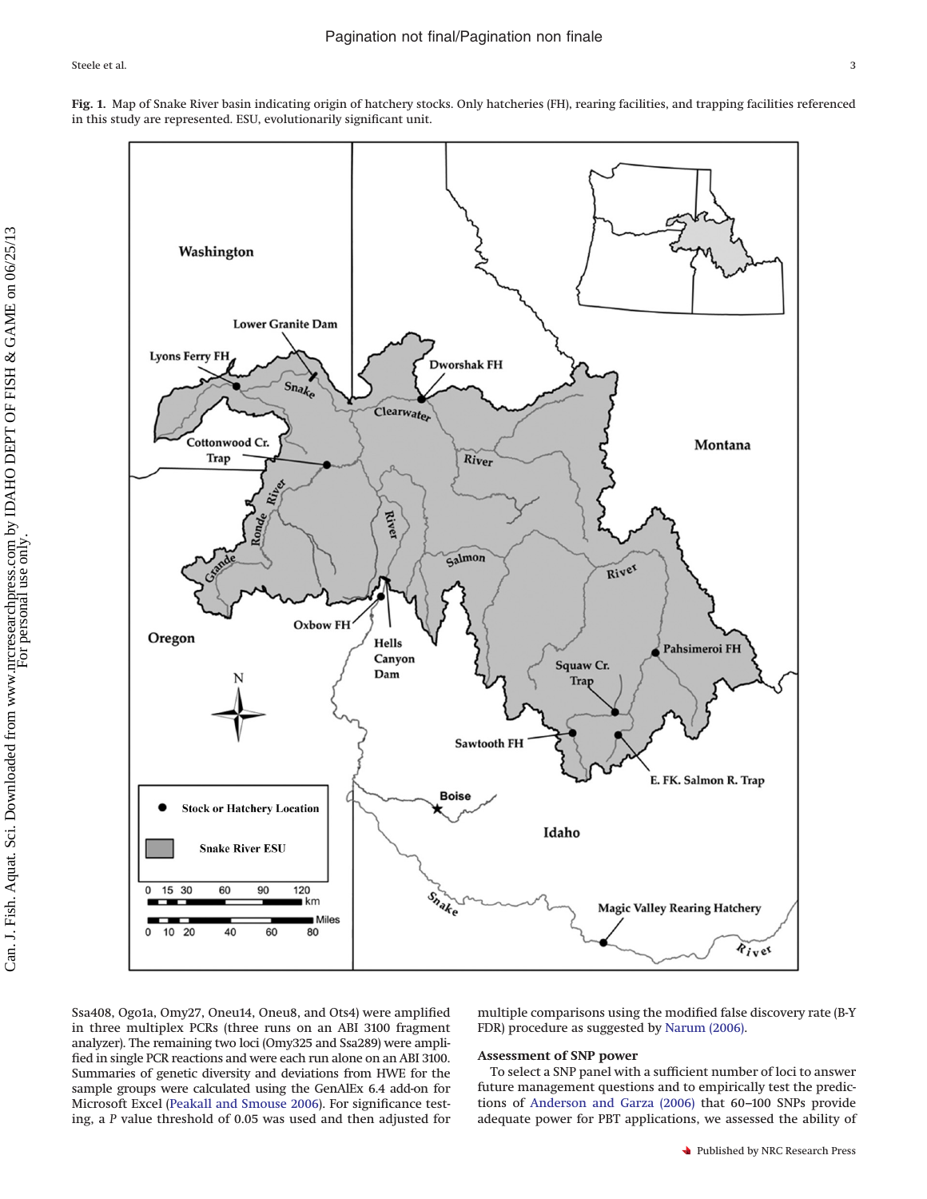**Fig. 1.** Map of Snake River basin indicating origin of hatchery stocks. Only hatcheries (FH), rearing facilities, and trapping facilities referenced in this study are represented. ESU, evolutionarily significant unit.

Ssa408, Ogo1a, Omy27, Oneu14, Oneu8, and Ots4) were amplified in three multiplex PCRs (three runs on an ABI 3100 fragment analyzer). The remaining two loci (Omy325 and Ssa289) were amplified in single PCR reactions and were each run alone on an ABI 3100. Summaries of genetic diversity and deviations from HWE for the sample groups were calculated using the GenAlEx 6.4 add-on for Microsoft Excel (Peakall and Smouse 2006). For significance testing, a *P* value threshold of 0.05 was used and then adjusted for multiple comparisons using the modified false discovery rate (B-Y FDR) procedure as suggested by Narum (2006).

### Assessment of SNP power

To select a SNP panel with a sufficient number of loci to answer future management questions and to empirically test the predictions of Anderson and Garza (2006) that 60–100 SNPs provide adequate power for PBT applications, we assessed the ability of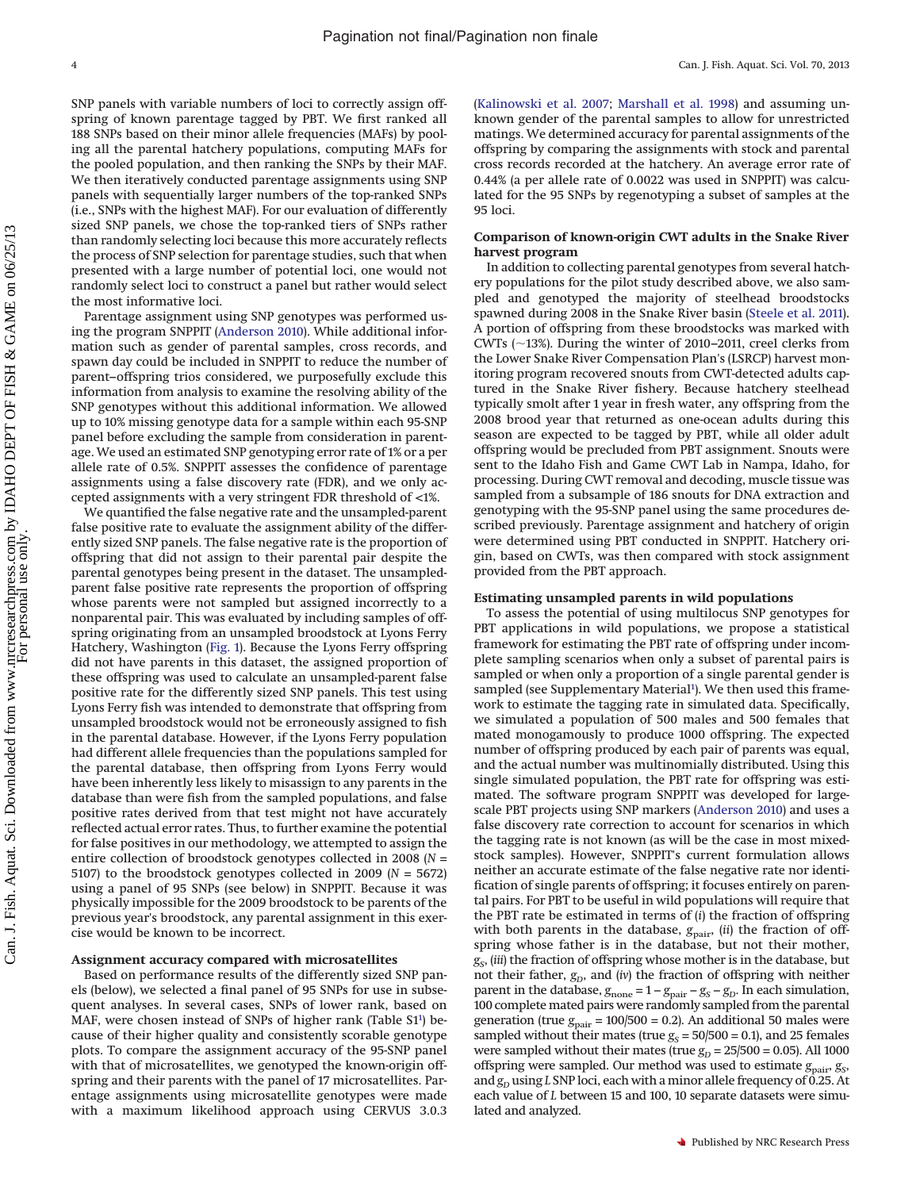SNP panels with variable numbers of loci to correctly assign offspring of known parentage tagged by PBT. We first ranked all 188 SNPs based on their minor allele frequencies (MAFs) by pooling all the parental hatchery populations, computing MAFs for the pooled population, and then ranking the SNPs by their MAF. We then iteratively conducted parentage assignments using SNP panels with sequentially larger numbers of the top-ranked SNPs (i.e., SNPs with the highest MAF). For our evaluation of differently sized SNP panels, we chose the top-ranked tiers of SNPs rather than randomly selecting loci because this more accurately reflects the process of SNP selection for parentage studies, such that when presented with a large number of potential loci, one would not randomly select loci to construct a panel but rather would select the most informative loci.

Parentage assignment using SNP genotypes was performed using the program SNPPIT (Anderson 2010). While additional information such as gender of parental samples, cross records, and spawn day could be included in SNPPIT to reduce the number of parent–offspring trios considered, we purposefully exclude this information from analysis to examine the resolving ability of the SNP genotypes without this additional information. We allowed up to 10% missing genotype data for a sample within each 95-SNP panel before excluding the sample from consideration in parentage. We used an estimated SNP genotyping error rate of 1% or a per allele rate of 0.5%. SNPPIT assesses the confidence of parentage assignments using a false discovery rate (FDR), and we only accepted assignments with a very stringent FDR threshold of <1%.

We quantified the false negative rate and the unsampled-parent false positive rate to evaluate the assignment ability of the differently sized SNP panels. The false negative rate is the proportion of offspring that did not assign to their parental pair despite the parental genotypes being present in the dataset. The unsampled-parent false positive rate represents the proportion of offspring whose parents were not sampled but assigned incorrectly to a nonparental pair. This was evaluated by including samples of offspring originating from an unsampled broodstock at Lyons Ferry Hatchery, Washington (Fig. 1). Because the Lyons Ferry offspring did not have parents in this dataset, the assigned proportion of these offspring was used to calculate an unsampled-parent false positive rate for the differently sized SNP panels. This test using Lyons Ferry fish was intended to demonstrate that offspring from unsampled broodstock would not be erroneously assigned to fish in the parental database. However, if the Lyons Ferry population had different allele frequencies than the populations sampled for the parental database, then offspring from Lyons Ferry would have been inherently less likely to misassign to any parents in the database than were fish from the sampled populations, and false positive rates derived from that test might not have accurately reflected actual error rates. Thus, to further examine the potential for false positives in our methodology, we attempted to assign the entire collection of broodstock genotypes collected in 2008 ($N$ = 5107) to the broodstock genotypes collected in 2009 ($N$ = 5672) using a panel of 95 SNPs (see below) in SNPPIT. Because it was physically impossible for the 2009 broodstock to be parents of the previous year's broodstock, any parental assignment in this exercise would be known to be incorrect.

### Assignment accuracy compared with microsatellites

Based on performance results of the differently sized SNP panels (below), we selected a final panel of 95 SNPs for use in subsequent analyses. In several cases, SNPs of lower rank, based on MAF, were chosen instead of SNPs of higher rank (Table S1[1]) because of their higher quality and consistently scorable genotype plots. To compare the assignment accuracy of the 95-SNP panel with that of microsatellites, we genotyped the known-origin offspring and their parents with the panel of 17 microsatellites. Parentage assignments using microsatellite genotypes were made with a maximum likelihood approach using CERVUS 3.0.3 (Kalinowski et al. 2007; Marshall et al. 1998) and assuming unknown gender of the parental samples to allow for unrestricted matings. We determined accuracy for parental assignments of the offspring by comparing the assignments with stock and parental cross records recorded at the hatchery. An average error rate of 0.44% (a per allele rate of 0.0022 was used in SNPPIT) was calculated for the 95 SNPs by regenotyping a subset of samples at the 95 loci.

### Comparison of known-origin CWT adults in the Snake River harvest program

In addition to collecting parental genotypes from several hatchery populations for the pilot study described above, we also sampled and genotyped the majority of steelhead broodstocks spawned during 2008 in the Snake River basin (Steele et al. 2011). A portion of offspring from these broodstocks was marked with CWTs (~13%). During the winter of 2010–2011, creel clerks from the Lower Snake River Compensation Plan's (LSRCP) harvest monitoring program recovered snouts from CWT-detected adults captured in the Snake River fishery. Because hatchery steelhead typically smolt after 1 year in fresh water, any offspring from the 2008 brood year that returned as one-ocean adults during this season are expected to be tagged by PBT, while all older adult offspring would be precluded from PBT assignment. Snouts were sent to the Idaho Fish and Game CWT Lab in Nampa, Idaho, for processing. During CWT removal and decoding, muscle tissue was sampled from a subsample of 186 snouts for DNA extraction and genotyping with the 95-SNP panel using the same procedures described previously. Parentage assignment and hatchery of origin were determined using PBT conducted in SNPPIT. Hatchery origin, based on CWTs, was then compared with stock assignment provided from the PBT approach.

### Estimating unsampled parents in wild populations

To assess the potential of using multilocus SNP genotypes for PBT applications in wild populations, we propose a statistical framework for estimating the PBT rate of offspring under incomplete sampling scenarios when only a subset of parental pairs is sampled or when only a proportion of a single parental gender is sampled (see Supplementary Material[1]). We then used this framework to estimate the tagging rate in simulated data. Specifically, we simulated a population of 500 males and 500 females that mated monogamously to produce 1000 offspring. The expected number of offspring produced by each pair of parents was equal, and the actual number was multinomially distributed. Using this single simulated population, the PBT rate for offspring was estimated. The software program SNPPIT was developed for large-scale PBT projects using SNP markers (Anderson 2010) and uses a false discovery rate correction to account for scenarios in which the tagging rate is not known (as will be the case in most mixed-stock samples). However, SNPPIT's current formulation allows neither an accurate estimate of the false negative rate nor identification of single parents of offspring; it focuses entirely on parental pairs. For PBT to be useful in wild populations will require that the PBT rate be estimated in terms of (*i*) the fraction of offspring with both parents in the database, $g_{\text{pair}}$, (*ii*) the fraction of offspring whose father is in the database, but not their mother, $g_S$, (*iii*) the fraction of offspring whose mother is in the database, but not their father, $g_D$, and (*iv*) the fraction of offspring with neither parent in the database, $g_{\text{none}} = 1 - g_{\text{pair}} - g_S - g_D$. In each simulation, 100 complete mated pairs were randomly sampled from the parental generation (true $g_{\text{pair}}$ = 100/500 = 0.2). An additional 50 males were sampled without their mates (true $g_S$ = 50/500 = 0.1), and 25 females were sampled without their mates (true $g_D$ = 25/500 = 0.05). All 1000 offspring were sampled. Our method was used to estimate $g_{\text{pair}}$, $g_S$, and $g_D$ using $L$ SNP loci, each with a minor allele frequency of 0.25. At each value of $L$ between 15 and 100, 10 separate datasets were simulated and analyzed.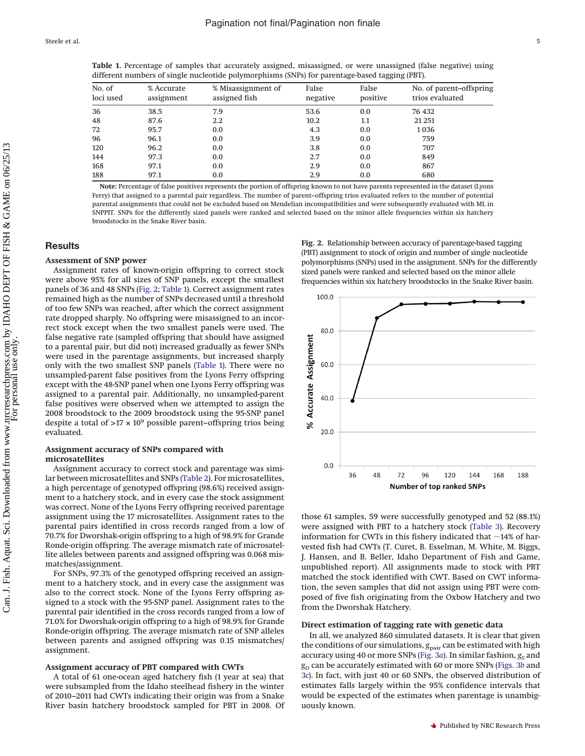**Table 1.** Percentage of samples that accurately assigned, misassigned, or were unassigned (false negative) using different numbers of single nucleotide polymorphisms (SNPs) for parentage-based tagging (PBT).

| No. of loci used | % Accurate assignment | % Misassignment of assigned fish | False negative | False positive | No. of parent–offspring trios evaluated |
|---|---|---|---|---|---|
| 36 | 38.5 | 7.9 | 53.6 | 0.0 | 76 432 |
| 48 | 87.6 | 2.2 | 10.2 | 1.1 | 21 251 |
| 72 | 95.7 | 0.0 | 4.3 | 0.0 | 1 036 |
| 96 | 96.1 | 0.0 | 3.9 | 0.0 | 759 |
| 120 | 96.2 | 0.0 | 3.8 | 0.0 | 707 |
| 144 | 97.3 | 0.0 | 2.7 | 0.0 | 849 |
| 168 | 97.1 | 0.0 | 2.9 | 0.0 | 867 |
| 188 | 97.1 | 0.0 | 2.9 | 0.0 | 680 |

**Note:** Percentage of false positives represents the portion of offspring known to not have parents represented in the dataset (Lyons Ferry) that assigned to a parental pair regardless. The number of parent–offspring trios evaluated refers to the number of potential parental assignments that could not be excluded based on Mendelian incompatibilities and were subsequently evaluated with ML in SNPPIT. SNPs for the differently sized panels were ranked and selected based on the minor allele frequencies within six hatchery broodstocks in the Snake River basin.

## Results

### Assessment of SNP power

Assignment rates of known-origin offspring to correct stock were above 95% for all sizes of SNP panels, except the smallest panels of 36 and 48 SNPs (Fig. 2; Table 1). Correct assignment rates remained high as the number of SNPs decreased until a threshold of too few SNPs was reached, after which the correct assignment rate dropped sharply. No offspring were misassigned to an incorrect stock except when the two smallest panels were used. The false negative rate (sampled offspring that should have assigned to a parental pair, but did not) increased gradually as fewer SNPs were used in the parentage assignments, but increased sharply only with the two smallest SNP panels (Table 1). There were no unsampled-parent false positives from the Lyons Ferry offspring except with the 48-SNP panel when one Lyons Ferry offspring was assigned to a parental pair. Additionally, no unsampled-parent false positives were observed when we attempted to assign the 2008 broodstock to the 2009 broodstock using the 95-SNP panel despite a total of >17 × 10[9] possible parent–offspring trios being evaluated.

### Assignment accuracy of SNPs compared with microsatellites

Assignment accuracy to correct stock and parentage was similar between microsatellites and SNPs (Table 2). For microsatellites, a high percentage of genotyped offspring (98.6%) received assignment to a hatchery stock, and in every case the stock assignment was correct. None of the Lyons Ferry offspring received parentage assignment using the 17 microsatellites. Assignment rates to the parental pairs identified in cross records ranged from a low of 70.7% for Dworshak-origin offspring to a high of 98.9% for Grande Ronde-origin offspring. The average mismatch rate of microsatellite alleles between parents and assigned offspring was 0.068 mismatches/assignment.

For SNPs, 97.3% of the genotyped offspring received an assignment to a hatchery stock, and in every case the assignment was also to the correct stock. None of the Lyons Ferry offspring assigned to a stock with the 95-SNP panel. Assignment rates to the parental pair identified in the cross records ranged from a low of 71.0% for Dworshak-origin offspring to a high of 98.9% for Grande Ronde-origin offspring. The average mismatch rate of SNP alleles between parents and assigned offspring was 0.15 mismatches/assignment.

### Assignment accuracy of PBT compared with CWTs

A total of 61 one-ocean aged hatchery fish (1 year at sea) that were subsampled from the Idaho steelhead fishery in the winter of 2010–2011 had CWTs indicating their origin was from a Snake River basin hatchery broodstock sampled for PBT in 2008. Of those 61 samples, 59 were successfully genotyped and 52 (88.1%) were assigned with PBT to a hatchery stock (Table 3). Recovery information for CWTs in this fishery indicated that ~14% of harvested fish had CWTs (T. Curet, B. Esselman, M. White, M. Biggs, J. Hansen, and B. Beller, Idaho Department of Fish and Game, unpublished report). All assignments made to stock with PBT matched the stock identified with CWT. Based on CWT information, the seven samples that did not assign using PBT were composed of five fish originating from the Oxbow Hatchery and two from the Dworshak Hatchery.

**Fig. 2.** Relationship between accuracy of parentage-based tagging (PBT) assignment to stock of origin and number of single nucleotide polymorphisms (SNPs) used in the assignment. SNPs for the differently sized panels were ranked and selected based on the minor allele frequencies within six hatchery broodstocks in the Snake River basin.

### Direct estimation of tagging rate with genetic data

In all, we analyzed 860 simulated datasets. It is clear that given the conditions of our simulations, $g_{pair}$ can be estimated with high accuracy using 40 or more SNPs (Fig. 3*a*). In similar fashion, $g_S$ and $g_D$ can be accurately estimated with 60 or more SNPs (Figs. 3*b* and 3*c*). In fact, with just 40 or 60 SNPs, the observed distribution of estimates falls largely within the 95% confidence intervals that would be expected of the estimates when parentage is unambiguously known.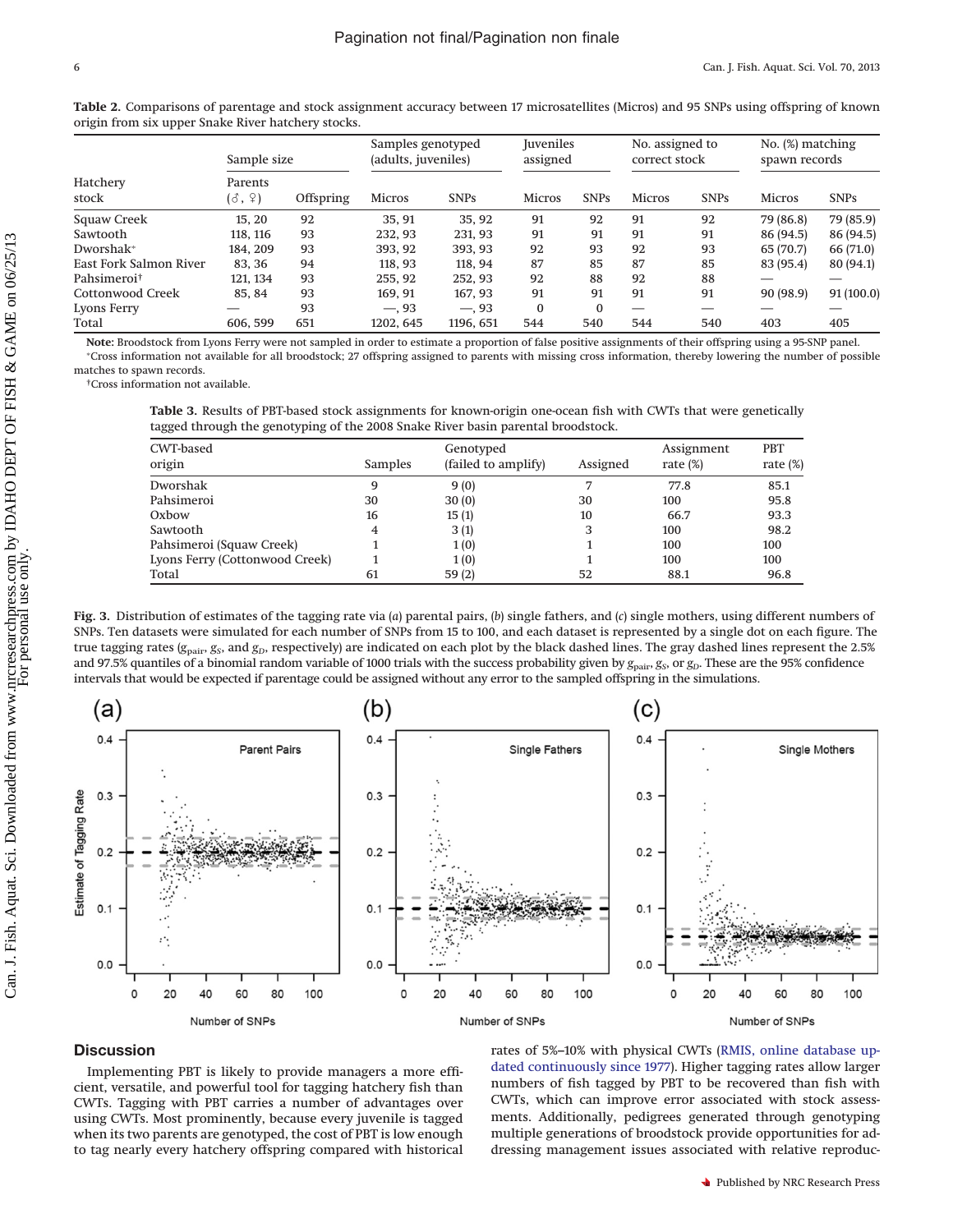**Table 2.** Comparisons of parentage and stock assignment accuracy between 17 microsatellites (Micros) and 95 SNPs using offspring of known origin from six upper Snake River hatchery stocks.

| Hatchery stock | Sample size | | Samples genotyped (adults, juveniles) | | Juveniles assigned | | No. assigned to correct stock | | No. (%) matching spawn records | |
|---|---|---|---|---|---|---|---|---|---|---|
| | Parents (♂, ♀) | Offspring | Micros | SNPs | Micros | SNPs | Micros | SNPs | Micros | SNPs |
| Squaw Creek | 15, 20 | 92 | 35, 91 | 35, 92 | 91 | 92 | 91 | 92 | 79 (86.8) | 79 (85.9) |
| Sawtooth | 118, 116 | 93 | 232, 93 | 231, 93 | 91 | 91 | 91 | 91 | 86 (94.5) | 86 (94.5) |
| Dworshak* | 184, 209 | 93 | 393, 92 | 393, 93 | 92 | 93 | 92 | 93 | 65 (70.7) | 66 (71.0) |
| East Fork Salmon River | 83, 36 | 94 | 118, 93 | 118, 94 | 87 | 85 | 87 | 85 | 83 (95.4) | 80 (94.1) |
| Pahsimeroi† | 121, 134 | 93 | 255, 92 | 252, 93 | 92 | 88 | 92 | 88 | — | — |
| Cottonwood Creek | 85, 84 | 93 | 169, 91 | 167, 93 | 91 | 91 | 91 | 91 | 90 (98.9) | 91 (100.0) |
| Lyons Ferry | — | 93 | —, 93 | —, 93 | 0 | 0 | — | — | — | — |
| Total | 606, 599 | 651 | 1202, 645 | 1196, 651 | 544 | 540 | 544 | 540 | 403 | 405 |

**Note:** Broodstock from Lyons Ferry were not sampled in order to estimate a proportion of false positive assignments of their offspring using a 95-SNP panel.
*Cross information not available for all broodstock; 27 offspring assigned to parents with missing cross information, thereby lowering the number of possible matches to spawn records.
†Cross information not available.

**Table 3.** Results of PBT-based stock assignments for known-origin one-ocean fish with CWTs that were genetically tagged through the genotyping of the 2008 Snake River basin parental broodstock.

| CWT-based origin | Samples | Genotyped (failed to amplify) | Assigned | Assignment rate (%) | PBT rate (%) |
|---|---|---|---|---|---|
| Dworshak | 9 | 9 (0) | 7 | 77.8 | 85.1 |
| Pahsimeroi | 30 | 30 (0) | 30 | 100 | 95.8 |
| Oxbow | 16 | 15 (1) | 10 | 66.7 | 93.3 |
| Sawtooth | 4 | 3 (1) | 3 | 100 | 98.2 |
| Pahsimeroi (Squaw Creek) | 1 | 1 (0) | 1 | 100 | 100 |
| Lyons Ferry (Cottonwood Creek) | 1 | 1 (0) | 1 | 100 | 100 |
| Total | 61 | 59 (2) | 52 | 88.1 | 96.8 |

**Fig. 3.** Distribution of estimates of the tagging rate via (*a*) parental pairs, (*b*) single fathers, and (*c*) single mothers, using different numbers of SNPs. Ten datasets were simulated for each number of SNPs from 15 to 100, and each dataset is represented by a single dot on each figure. The true tagging rates ($g_{pair}$, $g_S$, and $g_D$, respectively) are indicated on each plot by the black dashed lines. The gray dashed lines represent the 2.5% and 97.5% quantiles of a binomial random variable of 1000 trials with the success probability given by $g_{pair}$, $g_S$, or $g_D$. These are the 95% confidence intervals that would be expected if parentage could be assigned without any error to the sampled offspring in the simulations.

## Discussion

Implementing PBT is likely to provide managers a more efficient, versatile, and powerful tool for tagging hatchery fish than CWTs. Tagging with PBT carries a number of advantages over using CWTs. Most prominently, because every juvenile is tagged when its two parents are genotyped, the cost of PBT is low enough to tag nearly every hatchery offspring compared with historical rates of 5%–10% with physical CWTs (RMIS, online database updated continuously since 1977). Higher tagging rates allow larger numbers of fish tagged by PBT to be recovered than fish with CWTs, which can improve error associated with stock assessments. Additionally, pedigrees generated through genotyping multiple generations of broodstock provide opportunities for addressing management issues associated with relative reproduc-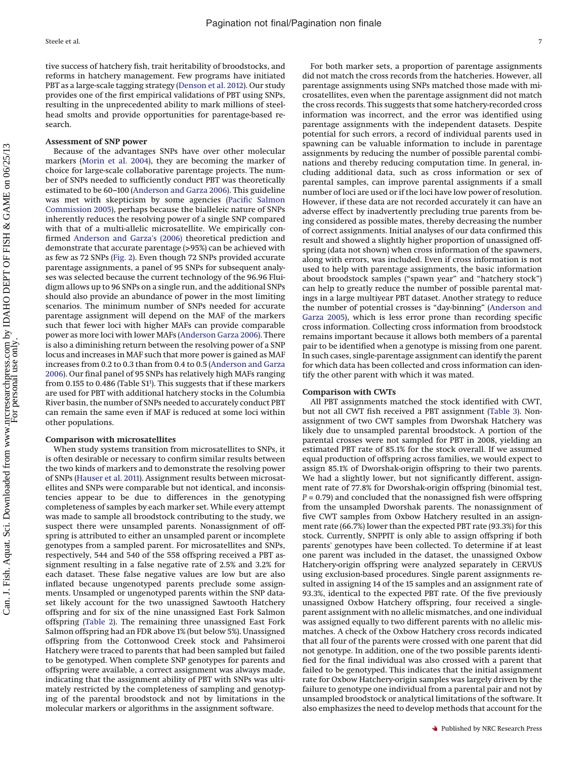tive success of hatchery fish, trait heritability of broodstocks, and reforms in hatchery management. Few programs have initiated PBT as a large-scale tagging strategy (Denson et al. 2012). Our study provides one of the first empirical validations of PBT using SNPs, resulting in the unprecedented ability to mark millions of steelhead smolts and provide opportunities for parentage-based research.

### Assessment of SNP power

Because of the advantages SNPs have over other molecular markers (Morin et al. 2004), they are becoming the marker of choice for large-scale collaborative parentage projects. The number of SNPs needed to sufficiently conduct PBT was theoretically estimated to be 60–100 (Anderson and Garza 2006). This guideline was met with skepticism by some agencies (Pacific Salmon Commission 2005), perhaps because the bialleleic nature of SNPs inherently reduces the resolving power of a single SNP compared with that of a multi-allelic microsatellite. We empirically confirmed Anderson and Garza's (2006) theoretical prediction and demonstrate that accurate parentage (>95%) can be achieved with as few as 72 SNPs (Fig. 2). Even though 72 SNPs provided accurate parentage assignments, a panel of 95 SNPs for subsequent analyses was selected because the current technology of the 96.96 Fluidigm allows up to 96 SNPs on a single run, and the additional SNPs should also provide an abundance of power in the most limiting scenarios. The minimum number of SNPs needed for accurate parentage assignment will depend on the MAF of the markers such that fewer loci with higher MAFs can provide comparable power as more loci with lower MAFs (Anderson Garza 2006). There is also a diminishing return between the resolving power of a SNP locus and increases in MAF such that more power is gained as MAF increases from 0.2 to 0.3 than from 0.4 to 0.5 (Anderson and Garza 2006). Our final panel of 95 SNPs has relatively high MAFs ranging from 0.155 to 0.486 (Table S1[1]). This suggests that if these markers are used for PBT with additional hatchery stocks in the Columbia River basin, the number of SNPs needed to accurately conduct PBT can remain the same even if MAF is reduced at some loci within other populations.

### Comparison with microsatellites

When study systems transition from microsatellites to SNPs, it is often desirable or necessary to confirm similar results between the two kinds of markers and to demonstrate the resolving power of SNPs (Hauser et al. 2011). Assignment results between microsatellites and SNPs were comparable but not identical, and inconsistencies appear to be due to differences in the genotyping completeness of samples by each marker set. While every attempt was made to sample all broodstock contributing to the study, we suspect there were unsampled parents. Nonassignment of offspring is attributed to either an unsampled parent or incomplete genotypes from a sampled parent. For microsatellites and SNPs, respectively, 544 and 540 of the 558 offspring received a PBT assignment resulting in a false negative rate of 2.5% and 3.2% for each dataset. These false negative values are low but are also inflated because ungenotyped parents preclude some assignments. Unsampled or ungenotyped parents within the SNP dataset likely account for the two unassigned Sawtooth Hatchery offspring and for six of the nine unassigned East Fork Salmon offspring (Table 2). The remaining three unassigned East Fork Salmon offspring had an FDR above 1% (but below 5%). Unassigned offspring from the Cottonwood Creek stock and Pahsimeroi Hatchery were traced to parents that had been sampled but failed to be genotyped. When complete SNP genotypes for parents and offspring were available, a correct assignment was always made, indicating that the assignment ability of PBT with SNPs was ultimately restricted by the completeness of sampling and genotyping of the parental broodstock and not by limitations in the molecular markers or algorithms in the assignment software.

For both marker sets, a proportion of parentage assignments did not match the cross records from the hatcheries. However, all parentage assignments using SNPs matched those made with microsatellites, even when the parentage assignment did not match the cross records. This suggests that some hatchery-recorded cross information was incorrect, and the error was identified using parentage assignments with the independent datasets. Despite potential for such errors, a record of individual parents used in spawning can be valuable information to include in parentage assignments by reducing the number of possible parental combinations and thereby reducing computation time. In general, including additional data, such as cross information or sex of parental samples, can improve parental assignments if a small number of loci are used or if the loci have low power of resolution. However, if these data are not recorded accurately it can have an adverse effect by inadvertently precluding true parents from being considered as possible mates, thereby decreasing the number of correct assignments. Initial analyses of our data confirmed this result and showed a slightly higher proportion of unassigned offspring (data not shown) when cross information of the spawners, along with errors, was included. Even if cross information is not used to help with parentage assignments, the basic information about broodstock samples ("spawn year" and "hatchery stock") can help to greatly reduce the number of possible parental matings in a large multiyear PBT dataset. Another strategy to reduce the number of potential crosses is "day-binning" (Anderson and Garza 2005), which is less error prone than recording specific cross information. Collecting cross information from broodstock remains important because it allows both members of a parental pair to be identified when a genotype is missing from one parent. In such cases, single-parentage assignment can identify the parent for which data has been collected and cross information can identify the other parent with which it was mated.

### Comparison with CWTs

All PBT assignments matched the stock identified with CWT, but not all CWT fish received a PBT assignment (Table 3). Nonassignment of two CWT samples from Dworshak Hatchery was likely due to unsampled parental broodstock. A portion of the parental crosses were not sampled for PBT in 2008, yielding an estimated PBT rate of 85.1% for the stock overall. If we assumed equal production of offspring across families, we would expect to assign 85.1% of Dworshak-origin offspring to their two parents. We had a slightly lower, but not significantly different, assignment rate of 77.8% for Dworshak-origin offspring (binomial test, $P = 0.79$) and concluded that the nonassigned fish were offspring from the unsampled Dworshak parents. The nonassignment of five CWT samples from Oxbow Hatchery resulted in an assignment rate (66.7%) lower than the expected PBT rate (93.3%) for this stock. Currently, SNPPIT is only able to assign offspring if both parents' genotypes have been collected. To determine if at least one parent was included in the dataset, the unassigned Oxbow Hatchery-origin offspring were analyzed separately in CERVUS using exclusion-based procedures. Single parent assignments resulted in assigning 14 of the 15 samples and an assignment rate of 93.3%, identical to the expected PBT rate. Of the five previously unassigned Oxbow Hatchery offspring, four received a single-parent assignment with no allelic mismatches, and one individual was assigned equally to two different parents with no allelic mismatches. A check of the Oxbow Hatchery cross records indicated that all four of the parents were crossed with one parent that did not genotype. In addition, one of the two possible parents identified for the final individual was also crossed with a parent that failed to be genotyped. This indicates that the initial assignment rate for Oxbow Hatchery-origin samples was largely driven by the failure to genotype one individual from a parental pair and not by unsampled broodstock or analytical limitations of the software. It also emphasizes the need to develop methods that account for the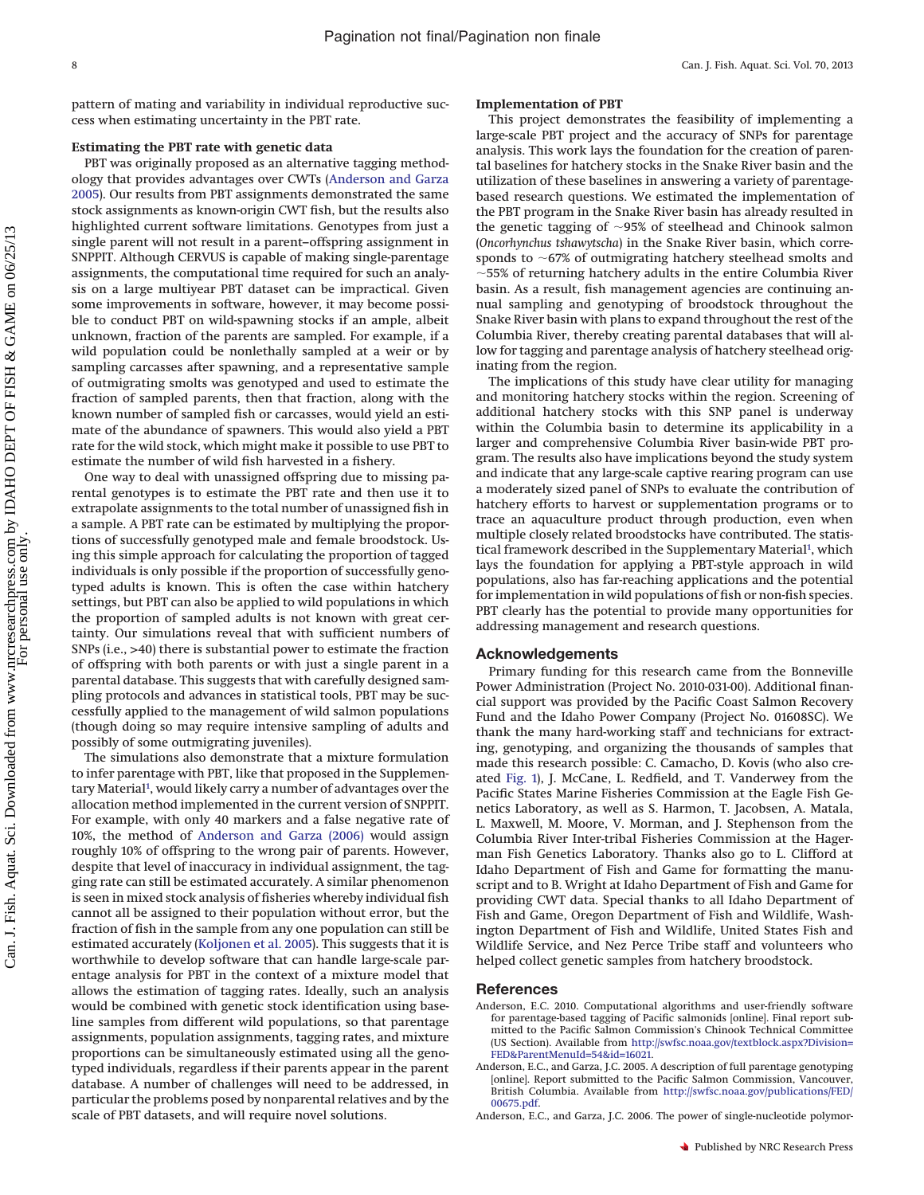pattern of mating and variability in individual reproductive success when estimating uncertainty in the PBT rate.

### Estimating the PBT rate with genetic data

PBT was originally proposed as an alternative tagging methodology that provides advantages over CWTs (Anderson and Garza 2005). Our results from PBT assignments demonstrated the same stock assignments as known-origin CWT fish, but the results also highlighted current software limitations. Genotypes from just a single parent will not result in a parent–offspring assignment in SNPPIT. Although CERVUS is capable of making single-parentage assignments, the computational time required for such an analysis on a large multiyear PBT dataset can be impractical. Given some improvements in software, however, it may become possible to conduct PBT on wild-spawning stocks if an ample, albeit unknown, fraction of the parents are sampled. For example, if a wild population could be nonlethally sampled at a weir or by sampling carcasses after spawning, and a representative sample of outmigrating smolts was genotyped and used to estimate the fraction of sampled parents, then that fraction, along with the known number of sampled fish or carcasses, would yield an estimate of the abundance of spawners. This would also yield a PBT rate for the wild stock, which might make it possible to use PBT to estimate the number of wild fish harvested in a fishery.

One way to deal with unassigned offspring due to missing parental genotypes is to estimate the PBT rate and then use it to extrapolate assignments to the total number of unassigned fish in a sample. A PBT rate can be estimated by multiplying the proportions of successfully genotyped male and female broodstock. Using this simple approach for calculating the proportion of tagged individuals is only possible if the proportion of successfully genotyped adults is known. This is often the case within hatchery settings, but PBT can also be applied to wild populations in which the proportion of sampled adults is not known with great certainty. Our simulations reveal that with sufficient numbers of SNPs (i.e., >40) there is substantial power to estimate the fraction of offspring with both parents or with just a single parent in a parental database. This suggests that with carefully designed sampling protocols and advances in statistical tools, PBT may be successfully applied to the management of wild salmon populations (though doing so may require intensive sampling of adults and possibly of some outmigrating juveniles).

The simulations also demonstrate that a mixture formulation to infer parentage with PBT, like that proposed in the Supplementary Material[1], would likely carry a number of advantages over the allocation method implemented in the current version of SNPPIT. For example, with only 40 markers and a false negative rate of 10%, the method of Anderson and Garza (2006) would assign roughly 10% of offspring to the wrong pair of parents. However, despite that level of inaccuracy in individual assignment, the tagging rate can still be estimated accurately. A similar phenomenon is seen in mixed stock analysis of fisheries whereby individual fish cannot all be assigned to their population without error, but the fraction of fish in the sample from any one population can still be estimated accurately (Koljonen et al. 2005). This suggests that it is worthwhile to develop software that can handle large-scale parentage analysis for PBT in the context of a mixture model that allows the estimation of tagging rates. Ideally, such an analysis would be combined with genetic stock identification using baseline samples from different wild populations, so that parentage assignments, population assignments, tagging rates, and mixture proportions can be simultaneously estimated using all the genotyped individuals, regardless if their parents appear in the parent database. A number of challenges will need to be addressed, in particular the problems posed by nonparental relatives and by the scale of PBT datasets, and will require novel solutions.

### Implementation of PBT

This project demonstrates the feasibility of implementing a large-scale PBT project and the accuracy of SNPs for parentage analysis. This work lays the foundation for the creation of parental baselines for hatchery stocks in the Snake River basin and the utilization of these baselines in answering a variety of parentage-based research questions. We estimated the implementation of the PBT program in the Snake River basin has already resulted in the genetic tagging of ~95% of steelhead and Chinook salmon (*Oncorhynchus tshawytscha*) in the Snake River basin, which corresponds to ~67% of outmigrating hatchery steelhead smolts and ~55% of returning hatchery adults in the entire Columbia River basin. As a result, fish management agencies are continuing annual sampling and genotyping of broodstock throughout the Snake River basin with plans to expand throughout the rest of the Columbia River, thereby creating parental databases that will allow for tagging and parentage analysis of hatchery steelhead originating from the region.

The implications of this study have clear utility for managing and monitoring hatchery stocks within the region. Screening of additional hatchery stocks with this SNP panel is underway within the Columbia basin to determine its applicability in a larger and comprehensive Columbia River basin-wide PBT program. The results also have implications beyond the study system and indicate that any large-scale captive rearing program can use a moderately sized panel of SNPs to evaluate the contribution of hatchery efforts to harvest or supplementation programs or to trace an aquaculture product through production, even when multiple closely related broodstocks have contributed. The statistical framework described in the Supplementary Material[1], which lays the foundation for applying a PBT-style approach in wild populations, also has far-reaching applications and the potential for implementation in wild populations of fish or non-fish species. PBT clearly has the potential to provide many opportunities for addressing management and research questions.

## Acknowledgements

Primary funding for this research came from the Bonneville Power Administration (Project No. 2010-031-00). Additional financial support was provided by the Pacific Coast Salmon Recovery Fund and the Idaho Power Company (Project No. 01608SC). We thank the many hard-working staff and technicians for extracting, genotyping, and organizing the thousands of samples that made this research possible: C. Camacho, D. Kovis (who also created Fig. 1), J. McCane, L. Redfield, and T. Vanderwey from the Pacific States Marine Fisheries Commission at the Eagle Fish Genetics Laboratory, as well as S. Harmon, T. Jacobsen, A. Matala, L. Maxwell, M. Moore, V. Morman, and J. Stephenson from the Columbia River Inter-tribal Fisheries Commission at the Hagerman Fish Genetics Laboratory. Thanks also go to L. Clifford at Idaho Department of Fish and Game for formatting the manuscript and to B. Wright at Idaho Department of Fish and Game for providing CWT data. Special thanks to all Idaho Department of Fish and Game, Oregon Department of Fish and Wildlife, Washington Department of Fish and Wildlife, United States Fish and Wildlife Service, and Nez Perce Tribe staff and volunteers who helped collect genetic samples from hatchery broodstock.

## References

Anderson, E.C. 2010. Computational algorithms and user-friendly software for parentage-based tagging of Pacific salmonids [online]. Final report submitted to the Pacific Salmon Commission's Chinook Technical Committee (US Section). Available from http://swfsc.noaa.gov/textblock.aspx?Division=FED&ParentMenuId=54&id=16021.

Anderson, E.C., and Garza, J.C. 2005. A description of full parentage genotyping [online]. Report submitted to the Pacific Salmon Commission, Vancouver, British Columbia. Available from http://swfsc.noaa.gov/publications/FED/00675.pdf.

Anderson, E.C., and Garza, J.C. 2006. The power of single-nucleotide polymor-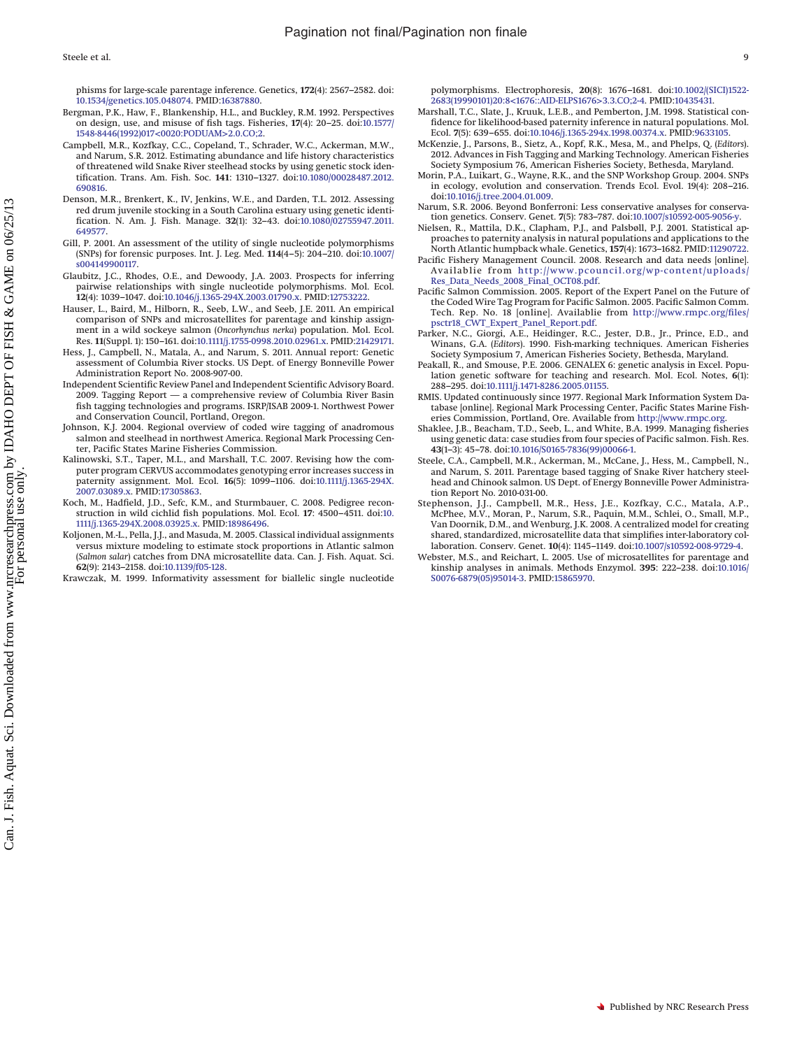phisms for large-scale parentage inference. Genetics, **172**(4): 2567–2582. doi: 10.1534/genetics.105.048074. PMID:16387880.

Bergman, P.K., Haw, F., Blankenship, H.L., and Buckley, R.M. 1992. Perspectives on design, use, and misuse of fish tags. Fisheries, **17**(4): 20–25. doi:10.1577/1548-8446(1992)017<0020:PODUAM>2.0.CO;2.

Campbell, M.R., Kozfkay, C.C., Copeland, T., Schrader, W.C., Ackerman, M.W., and Narum, S.R. 2012. Estimating abundance and life history characteristics of threatened wild Snake River steelhead stocks by using genetic stock identification. Trans. Am. Fish. Soc. **141**: 1310–1327. doi:10.1080/00028487.2012.690816.

Denson, M.R., Brenkert, K., IV, Jenkins, W.E., and Darden, T.L. 2012. Assessing red drum juvenile stocking in a South Carolina estuary using genetic identification. N. Am. J. Fish. Manage. **32**(1): 32–43. doi:10.1080/02755947.2011.649577.

Gill, P. 2001. An assessment of the utility of single nucleotide polymorphisms (SNPs) for forensic purposes. Int. J. Leg. Med. **114**(4–5): 204–210. doi:10.1007/s004149900117.

Glaubitz, J.C., Rhodes, O.E., and Dewoody, J.A. 2003. Prospects for inferring pairwise relationships with single nucleotide polymorphisms. Mol. Ecol. **12**(4): 1039–1047. doi:10.1046/j.1365-294X.2003.01790.x. PMID:12753222.

Hauser, L., Baird, M., Hilborn, R., Seeb, L.W., and Seeb, J.E. 2011. An empirical comparison of SNPs and microsatellites for parentage and kinship assignment in a wild sockeye salmon (*Oncorhynchus nerka*) population. Mol. Ecol. Res. **11**(Suppl. 1): 150–161. doi:10.1111/j.1755-0998.2010.02961.x. PMID:21429171.

Hess, J., Campbell, N., Matala, A., and Narum, S. 2011. Annual report: Genetic assessment of Columbia River stocks. US Dept. of Energy Bonneville Power Administration Report No. 2008-907-00.

Independent Scientific Review Panel and Independent Scientific Advisory Board. 2009. Tagging Report — a comprehensive review of Columbia River Basin fish tagging technologies and programs. ISRP/ISAB 2009-1. Northwest Power and Conservation Council, Portland, Oregon.

Johnson, K.J. 2004. Regional overview of coded wire tagging of anadromous salmon and steelhead in northwest America. Regional Mark Processing Center, Pacific States Marine Fisheries Commission.

Kalinowski, S.T., Taper, M.L., and Marshall, T.C. 2007. Revising how the computer program CERVUS accommodates genotyping error increases success in paternity assignment. Mol. Ecol. **16**(5): 1099–1106. doi:10.1111/j.1365-294X.2007.03089.x. PMID:17305863.

Koch, M., Hadfield, J.D., Sefc, K.M., and Sturmbauer, C. 2008. Pedigree reconstruction in wild cichlid fish populations. Mol. Ecol. **17**: 4500–4511. doi:10.1111/j.1365-294X.2008.03925.x. PMID:18986496.

Koljonen, M.-L., Pella, J.J., and Masuda, M. 2005. Classical individual assignments versus mixture modeling to estimate stock proportions in Atlantic salmon (*Salmon salar*) catches from DNA microsatellite data. Can. J. Fish. Aquat. Sci. **62**(9): 2143–2158. doi:10.1139/f05-128.

Krawczak, M. 1999. Informativity assessment for biallelic single nucleotide polymorphisms. Electrophoresis, **20**(8): 1676–1681. doi:10.1002/(SICI)1522-2683(19990101)20:8<1676::AID-ELPS1676>3.3.CO;2-4. PMID:10435431.

Marshall, T.C., Slate, J., Kruuk, L.E.B., and Pemberton, J.M. 1998. Statistical confidence for likelihood-based paternity inference in natural populations. Mol. Ecol. **7**(5): 639–655. doi:10.1046/j.1365-294x.1998.00374.x. PMID:9633105.

McKenzie, J., Parsons, B., Sietz, A., Kopf, R.K., Mesa, M., and Phelps, Q. (*Editors*). 2012. Advances in Fish Tagging and Marking Technology. American Fisheries Society Symposium 76, American Fisheries Society, Bethesda, Maryland.

Morin, P.A., Luikart, G., Wayne, R.K., and the SNP Workshop Group. 2004. SNPs in ecology, evolution and conservation. Trends Ecol. Evol. 19(4): 208–216. doi:10.1016/j.tree.2004.01.009.

Narum, S.R. 2006. Beyond Bonferroni: Less conservative analyses for conservation genetics. Conserv. Genet. **7**(5): 783–787. doi:10.1007/s10592-005-9056-y.

Nielsen, R., Mattila, D.K., Clapham, P.J., and Palsbøll, P.J. 2001. Statistical approaches to paternity analysis in natural populations and applications to the North Atlantic humpback whale. Genetics, **157**(4): 1673–1682. PMID:11290722.

Pacific Fishery Management Council. 2008. Research and data needs [online]. Availablie from http://www.pcouncil.org/wp-content/uploads/Res_Data_Needs_2008_Final_OCT08.pdf.

Pacific Salmon Commission. 2005. Report of the Expert Panel on the Future of the Coded Wire Tag Program for Pacific Salmon. 2005. Pacific Salmon Comm. Tech. Rep. No. 18 [online]. Availablie from http://www.rmpc.org/files/psctr18_CWT_Expert_Panel_Report.pdf.

Parker, N.C., Giorgi, A.E., Heidinger, R.C., Jester, D.B., Jr., Prince, E.D., and Winans, G.A. (*Editors*). 1990. Fish-marking techniques. American Fisheries Society Symposium 7, American Fisheries Society, Bethesda, Maryland.

Peakall, R., and Smouse, P.E. 2006. GENALEX 6: genetic analysis in Excel. Population genetic software for teaching and research. Mol. Ecol. Notes, **6**(1): 288–295. doi:10.1111/j.1471-8286.2005.01155.

RMIS. Updated continuously since 1977. Regional Mark Information System Database [online]. Regional Mark Processing Center, Pacific States Marine Fisheries Commission, Portland, Ore. Available from http://www.rmpc.org.

Shaklee, J.B., Beacham, T.D., Seeb, L., and White, B.A. 1999. Managing fisheries using genetic data: case studies from four species of Pacific salmon. Fish. Res. **43**(1–3): 45–78. doi:10.1016/S0165-7836(99)00066-1.

Steele, C.A., Campbell, M.R., Ackerman, M., McCane, J., Hess, M., Campbell, N., and Narum, S. 2011. Parentage based tagging of Snake River hatchery steelhead and Chinook salmon. US Dept. of Energy Bonneville Power Administration Report No. 2010-031-00.

Stephenson, J.J., Campbell, M.R., Hess, J.E., Kozfkay, C.C., Matala, A.P., McPhee, M.V., Moran, P., Narum, S.R., Paquin, M.M., Schlei, O., Small, M.P., Van Doornik, D.M., and Wenburg, J.K. 2008. A centralized model for creating shared, standardized, microsatellite data that simplifies inter-laboratory collaboration. Conserv. Genet. **10**(4): 1145–1149. doi:10.1007/s10592-008-9729-4.

Webster, M.S., and Reichart, L. 2005. Use of microsatellites for parentage and kinship analyses in animals. Methods Enzymol. **395**: 222–238. doi:10.1016/S0076-6879(05)95014-3. PMID:15865970.